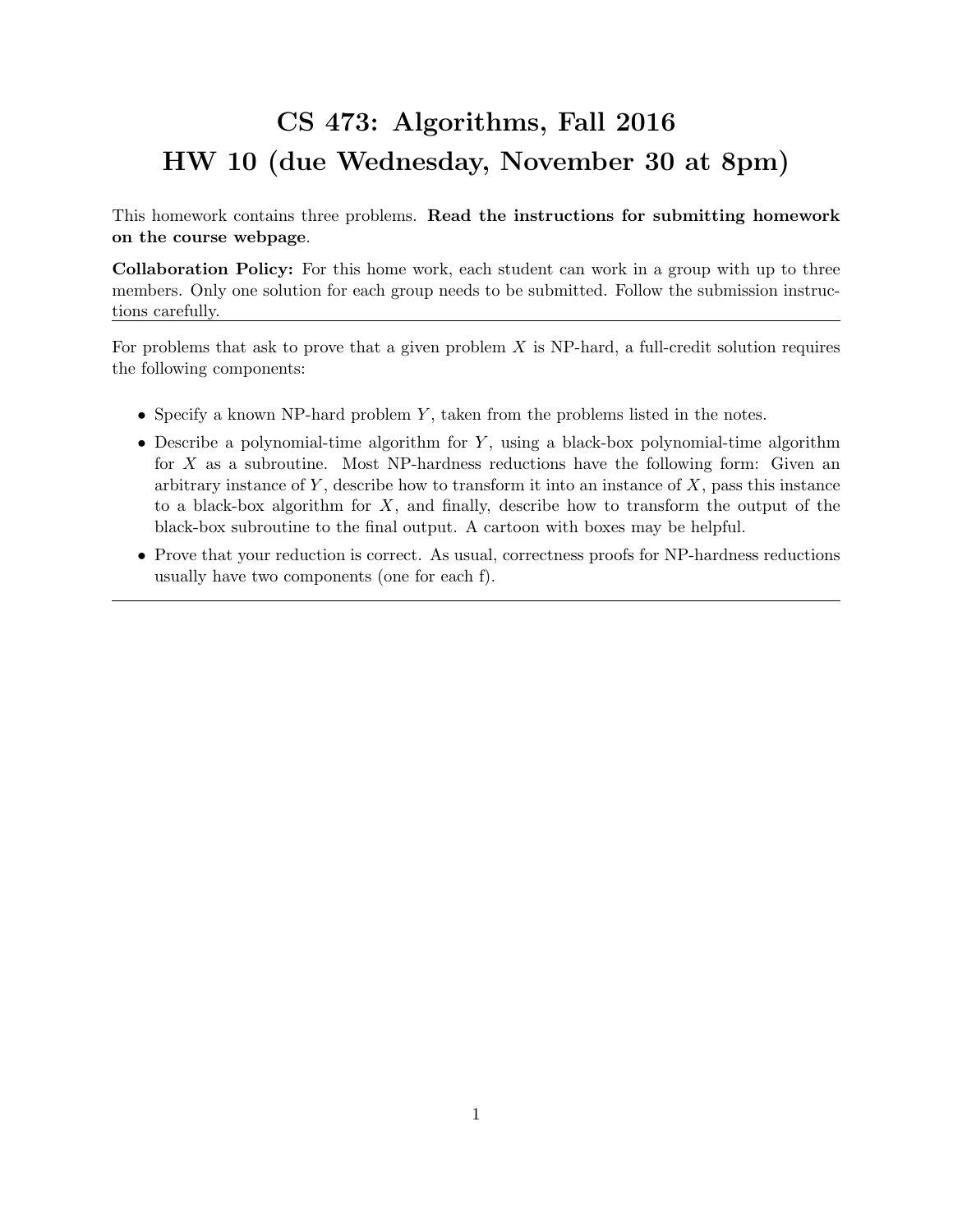# CS 473: Algorithms, Fall 2016
# HW 10 (due Wednesday, November 30 at 8pm)

This homework contains three problems. **Read the instructions for submitting homework on the course webpage**.

**Collaboration Policy:** For this home work, each student can work in a group with up to three members. Only one solution for each group needs to be submitted. Follow the submission instructions carefully.

---

For problems that ask to prove that a given problem $X$ is NP-hard, a full-credit solution requires the following components:

- Specify a known NP-hard problem $Y$, taken from the problems listed in the notes.
- Describe a polynomial-time algorithm for $Y$, using a black-box polynomial-time algorithm for $X$ as a subroutine. Most NP-hardness reductions have the following form: Given an arbitrary instance of $Y$, describe how to transform it into an instance of $X$, pass this instance to a black-box algorithm for $X$, and finally, describe how to transform the output of the black-box subroutine to the final output. A cartoon with boxes may be helpful.
- Prove that your reduction is correct. As usual, correctness proofs for NP-hardness reductions usually have two components (one for each f).

---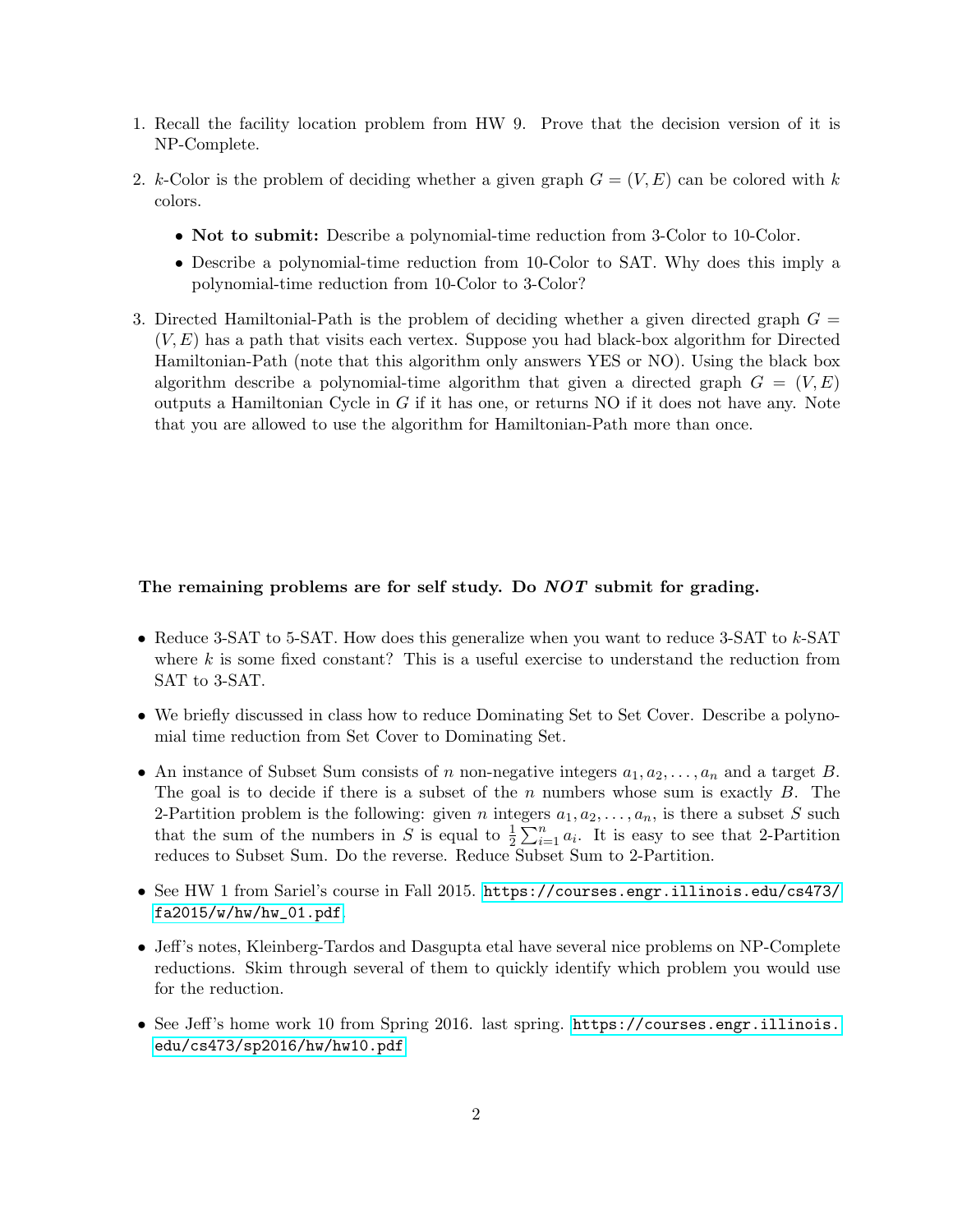1. Recall the facility location problem from HW 9. Prove that the decision version of it is NP-Complete.

2. $k$-Color is the problem of deciding whether a given graph $G = (V, E)$ can be colored with $k$ colors.

   - **Not to submit:** Describe a polynomial-time reduction from 3-Color to 10-Color.
   - Describe a polynomial-time reduction from 10-Color to SAT. Why does this imply a polynomial-time reduction from 10-Color to 3-Color?

3. Directed Hamiltonial-Path is the problem of deciding whether a given directed graph $G = (V, E)$ has a path that visits each vertex. Suppose you had black-box algorithm for Directed Hamiltonian-Path (note that this algorithm only answers YES or NO). Using the black box algorithm describe a polynomial-time algorithm that given a directed graph $G = (V, E)$ outputs a Hamiltonian Cycle in $G$ if it has one, or returns NO if it does not have any. Note that you are allowed to use the algorithm for Hamiltonian-Path more than once.

**The remaining problems are for self study. Do *NOT* submit for grading.**

- Reduce 3-SAT to 5-SAT. How does this generalize when you want to reduce 3-SAT to $k$-SAT where $k$ is some fixed constant? This is a useful exercise to understand the reduction from SAT to 3-SAT.

- We briefly discussed in class how to reduce Dominating Set to Set Cover. Describe a polynomial time reduction from Set Cover to Dominating Set.

- An instance of Subset Sum consists of $n$ non-negative integers $a_1, a_2, \ldots, a_n$ and a target $B$. The goal is to decide if there is a subset of the $n$ numbers whose sum is exactly $B$. The 2-Partition problem is the following: given $n$ integers $a_1, a_2, \ldots, a_n$, is there a subset $S$ such that the sum of the numbers in $S$ is equal to $\frac{1}{2}\sum_{i=1}^{n} a_i$. It is easy to see that 2-Partition reduces to Subset Sum. Do the reverse. Reduce Subset Sum to 2-Partition.

- See HW 1 from Sariel's course in Fall 2015. https://courses.engr.illinois.edu/cs473/fa2015/w/hw/hw_01.pdf.

- Jeff's notes, Kleinberg-Tardos and Dasgupta etal have several nice problems on NP-Complete reductions. Skim through several of them to quickly identify which problem you would use for the reduction.

- See Jeff's home work 10 from Spring 2016. last spring. https://courses.engr.illinois.edu/cs473/sp2016/hw/hw10.pdf